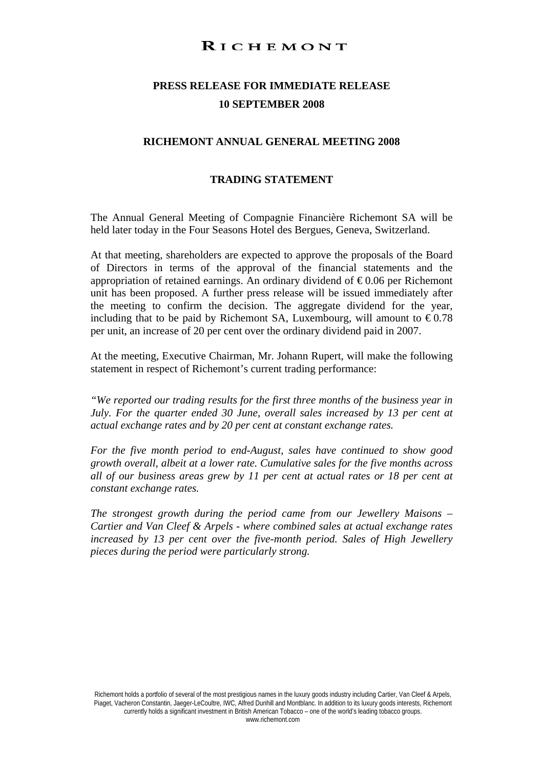# RICHEMONT

**PRESS RELEASE FOR IMMEDIATE RELEASE**

**10 SEPTEMBER 2008**

## RICHEMONT ANNUAL GENERAL MEETING 2008

## TRADING STATEMENT

The Annual General Meeting of Compagnie Financière Richemont SA will be held later today in the Four Seasons Hotel des Bergues, Geneva, Switzerland.

At that meeting, shareholders are expected to approve the proposals of the Board of Directors in terms of the approval of the financial statements and the appropriation of retained earnings. An ordinary dividend of € 0.06 per Richemont unit has been proposed. A further press release will be issued immediately after the meeting to confirm the decision. The aggregate dividend for the year, including that to be paid by Richemont SA, Luxembourg, will amount to € 0.78 per unit, an increase of 20 per cent over the ordinary dividend paid in 2007.

At the meeting, Executive Chairman, Mr. Johann Rupert, will make the following statement in respect of Richemont's current trading performance:

*"We reported our trading results for the first three months of the business year in July. For the quarter ended 30 June, overall sales increased by 13 per cent at actual exchange rates and by 20 per cent at constant exchange rates.*

*For the five month period to end-August, sales have continued to show good growth overall, albeit at a lower rate. Cumulative sales for the five months across all of our business areas grew by 11 per cent at actual rates or 18 per cent at constant exchange rates.*

*The strongest growth during the period came from our Jewellery Maisons – Cartier and Van Cleef & Arpels - where combined sales at actual exchange rates increased by 13 per cent over the five-month period. Sales of High Jewellery pieces during the period were particularly strong.*

Richemont holds a portfolio of several of the most prestigious names in the luxury goods industry including Cartier, Van Cleef & Arpels, Piaget, Vacheron Constantin, Jaeger-LeCoultre, IWC, Alfred Dunhill and Montblanc. In addition to its luxury goods interests, Richemont currently holds a significant investment in British American Tobacco – one of the world's leading tobacco groups.
www.richemont.com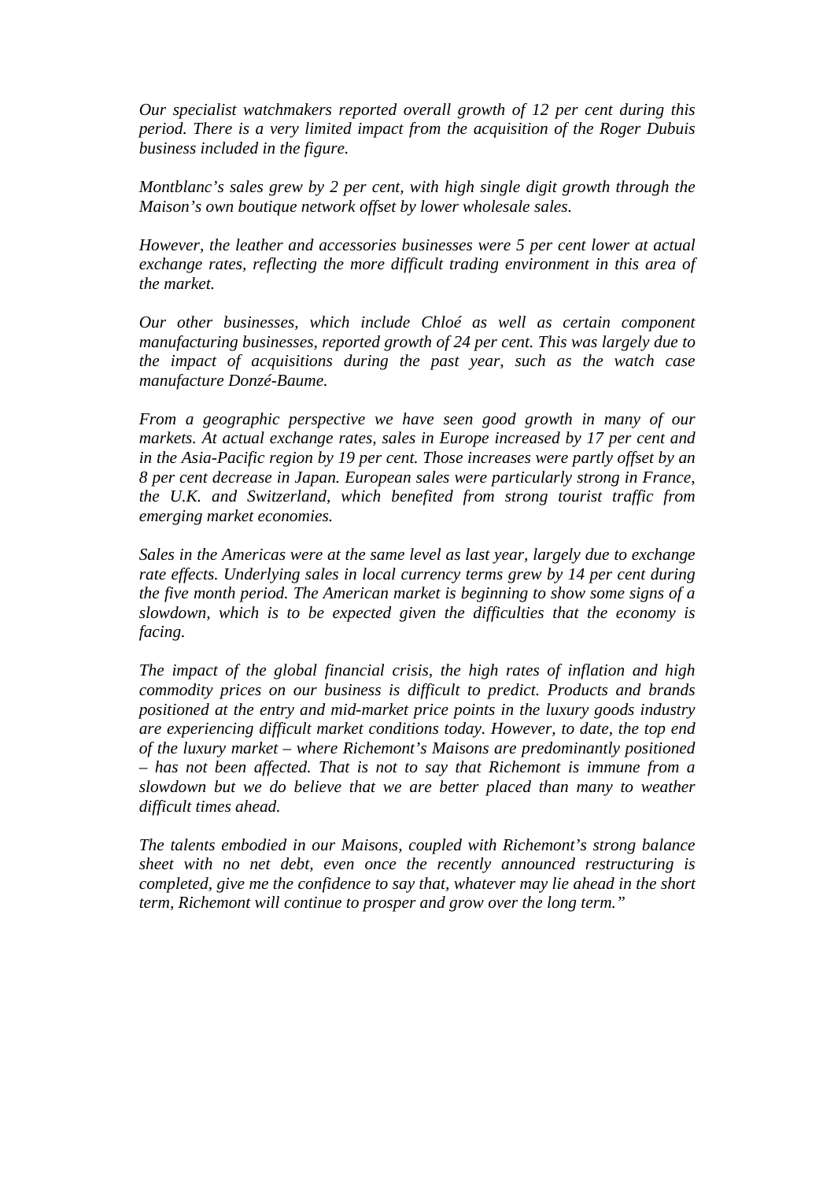*Our specialist watchmakers reported overall growth of 12 per cent during this period. There is a very limited impact from the acquisition of the Roger Dubuis business included in the figure.*

*Montblanc's sales grew by 2 per cent, with high single digit growth through the Maison's own boutique network offset by lower wholesale sales.*

*However, the leather and accessories businesses were 5 per cent lower at actual exchange rates, reflecting the more difficult trading environment in this area of the market.*

*Our other businesses, which include Chloé as well as certain component manufacturing businesses, reported growth of 24 per cent. This was largely due to the impact of acquisitions during the past year, such as the watch case manufacture Donzé-Baume.*

*From a geographic perspective we have seen good growth in many of our markets. At actual exchange rates, sales in Europe increased by 17 per cent and in the Asia-Pacific region by 19 per cent. Those increases were partly offset by an 8 per cent decrease in Japan. European sales were particularly strong in France, the U.K. and Switzerland, which benefited from strong tourist traffic from emerging market economies.*

*Sales in the Americas were at the same level as last year, largely due to exchange rate effects. Underlying sales in local currency terms grew by 14 per cent during the five month period. The American market is beginning to show some signs of a slowdown, which is to be expected given the difficulties that the economy is facing.*

*The impact of the global financial crisis, the high rates of inflation and high commodity prices on our business is difficult to predict. Products and brands positioned at the entry and mid-market price points in the luxury goods industry are experiencing difficult market conditions today. However, to date, the top end of the luxury market – where Richemont's Maisons are predominantly positioned – has not been affected. That is not to say that Richemont is immune from a slowdown but we do believe that we are better placed than many to weather difficult times ahead.*

*The talents embodied in our Maisons, coupled with Richemont's strong balance sheet with no net debt, even once the recently announced restructuring is completed, give me the confidence to say that, whatever may lie ahead in the short term, Richemont will continue to prosper and grow over the long term."*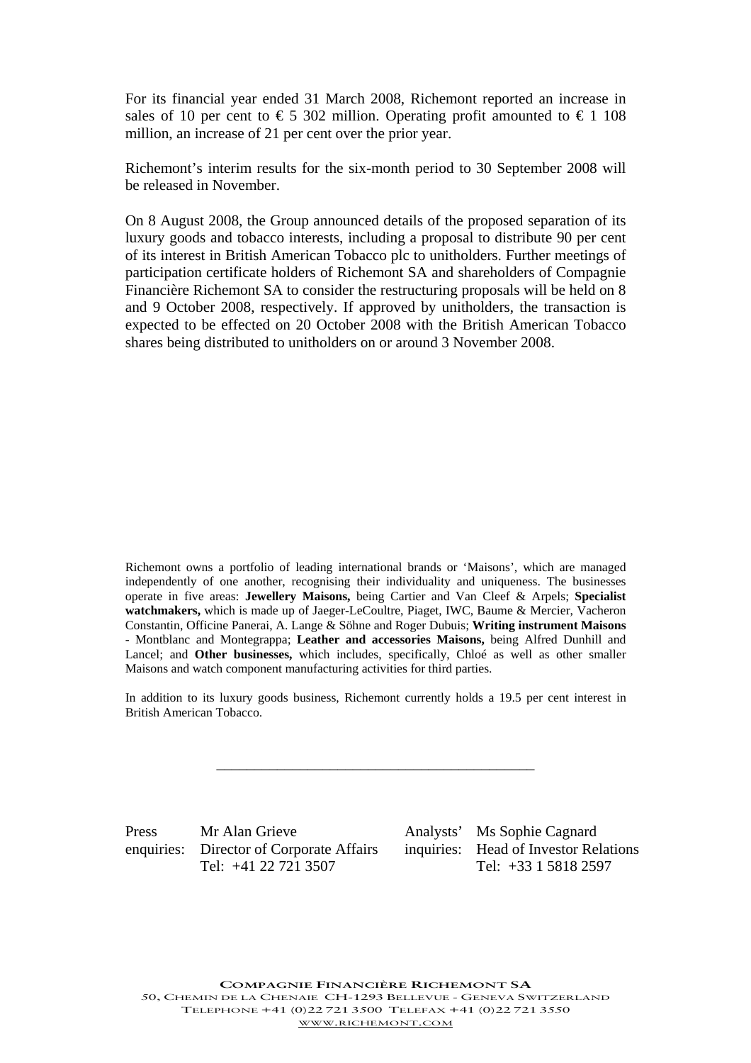For its financial year ended 31 March 2008, Richemont reported an increase in sales of 10 per cent to € 5 302 million. Operating profit amounted to € 1 108 million, an increase of 21 per cent over the prior year.

Richemont's interim results for the six-month period to 30 September 2008 will be released in November.

On 8 August 2008, the Group announced details of the proposed separation of its luxury goods and tobacco interests, including a proposal to distribute 90 per cent of its interest in British American Tobacco plc to unitholders. Further meetings of participation certificate holders of Richemont SA and shareholders of Compagnie Financière Richemont SA to consider the restructuring proposals will be held on 8 and 9 October 2008, respectively. If approved by unitholders, the transaction is expected to be effected on 20 October 2008 with the British American Tobacco shares being distributed to unitholders on or around 3 November 2008.

Richemont owns a portfolio of leading international brands or 'Maisons', which are managed independently of one another, recognising their individuality and uniqueness. The businesses operate in five areas: **Jewellery Maisons,** being Cartier and Van Cleef & Arpels; **Specialist watchmakers,** which is made up of Jaeger-LeCoultre, Piaget, IWC, Baume & Mercier, Vacheron Constantin, Officine Panerai, A. Lange & Söhne and Roger Dubuis; **Writing instrument Maisons** - Montblanc and Montegrappa; **Leather and accessories Maisons,** being Alfred Dunhill and Lancel; and **Other businesses,** which includes, specifically, Chloé as well as other smaller Maisons and watch component manufacturing activities for third parties.

In addition to its luxury goods business, Richemont currently holds a 19.5 per cent interest in British American Tobacco.

---

| | | | |
|---|---|---|---|
| Press enquiries: | Mr Alan Grieve<br>Director of Corporate Affairs<br>Tel: +41 22 721 3507 | Analysts' inquiries: | Ms Sophie Cagnard<br>Head of Investor Relations<br>Tel: +33 1 5818 2597 |

**COMPAGNIE FINANCIÈRE RICHEMONT SA**
50, CHEMIN DE LA CHENAIE CH-1293 BELLEVUE - GENEVA SWITZERLAND
TELEPHONE +41 (0)22 721 3500 TELEFAX +41 (0)22 721 3550
WWW.RICHEMONT.COM